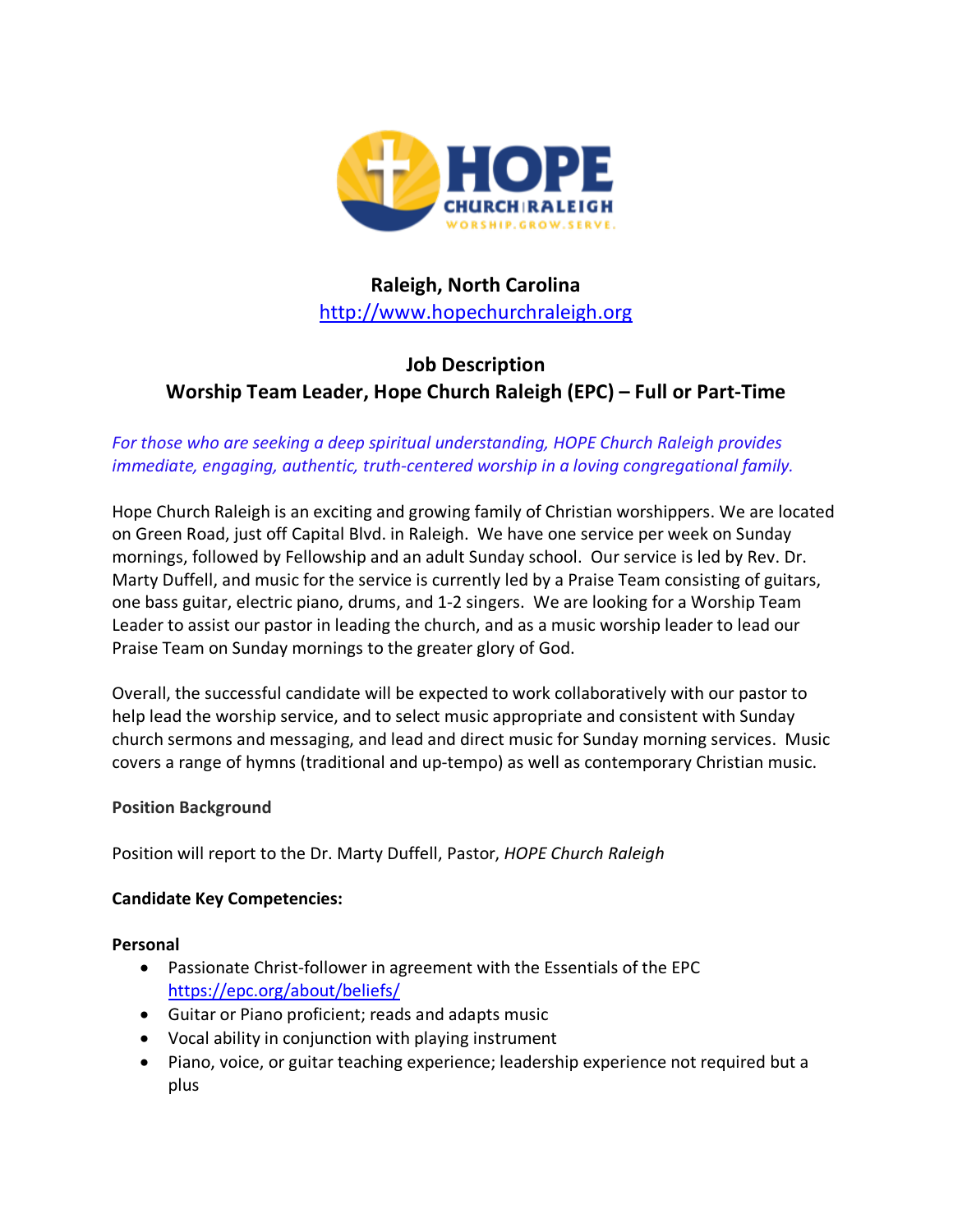**HOPE**
**CHURCH | RALEIGH**
WORSHIP.GROW.SERVE.

## Raleigh, North Carolina

http://www.hopechurchraleigh.org

## Job Description
## Worship Team Leader, Hope Church Raleigh (EPC) – Full or Part-Time

*For those who are seeking a deep spiritual understanding, HOPE Church Raleigh provides immediate, engaging, authentic, truth-centered worship in a loving congregational family.*

Hope Church Raleigh is an exciting and growing family of Christian worshippers. We are located on Green Road, just off Capital Blvd. in Raleigh. We have one service per week on Sunday mornings, followed by Fellowship and an adult Sunday school. Our service is led by Rev. Dr. Marty Duffell, and music for the service is currently led by a Praise Team consisting of guitars, one bass guitar, electric piano, drums, and 1-2 singers. We are looking for a Worship Team Leader to assist our pastor in leading the church, and as a music worship leader to lead our Praise Team on Sunday mornings to the greater glory of God.

Overall, the successful candidate will be expected to work collaboratively with our pastor to help lead the worship service, and to select music appropriate and consistent with Sunday church sermons and messaging, and lead and direct music for Sunday morning services. Music covers a range of hymns (traditional and up-tempo) as well as contemporary Christian music.

**Position Background**

Position will report to the Dr. Marty Duffell, Pastor, *HOPE Church Raleigh*

**Candidate Key Competencies:**

**Personal**

- Passionate Christ-follower in agreement with the Essentials of the EPC https://epc.org/about/beliefs/
- Guitar or Piano proficient; reads and adapts music
- Vocal ability in conjunction with playing instrument
- Piano, voice, or guitar teaching experience; leadership experience not required but a plus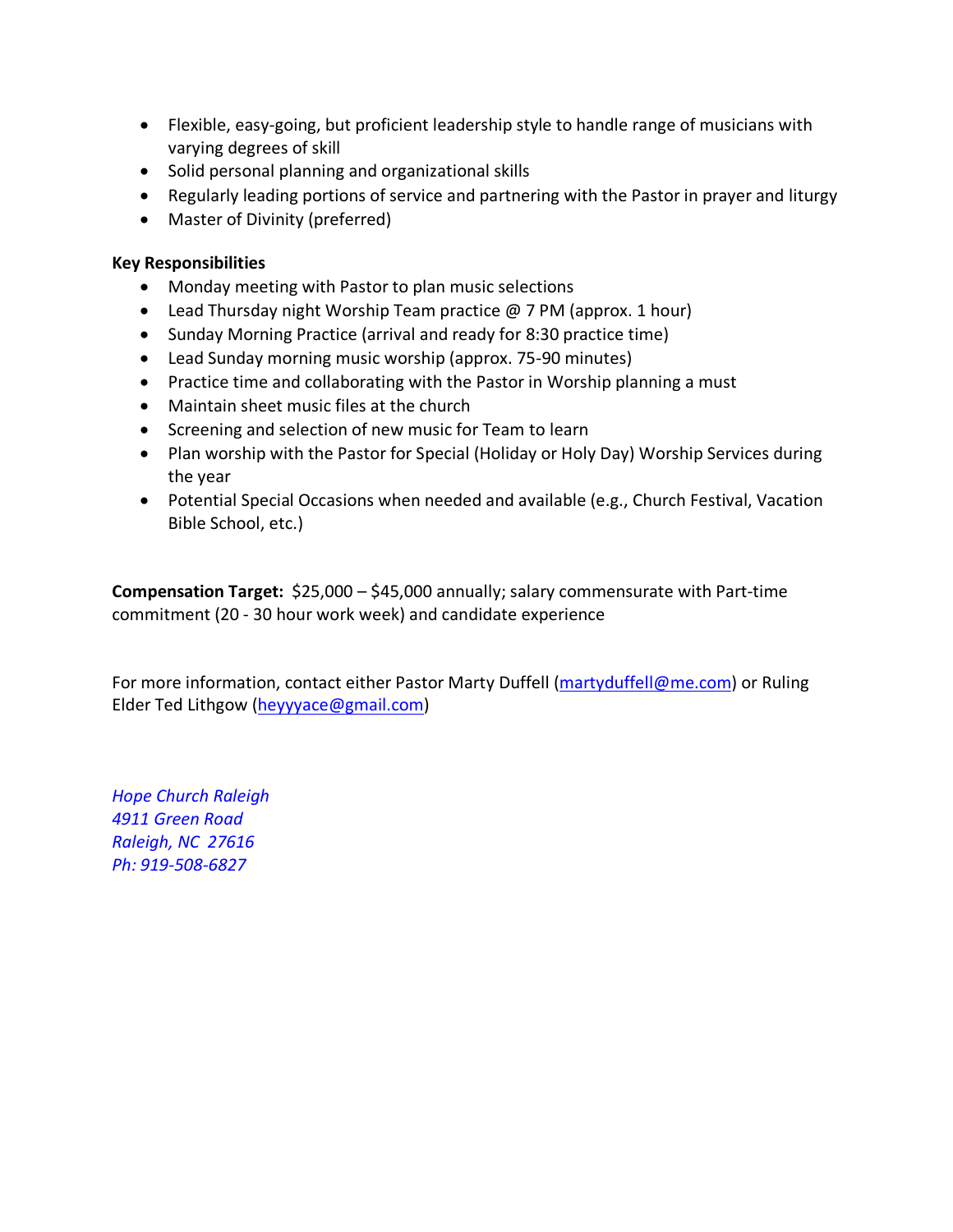- Flexible, easy-going, but proficient leadership style to handle range of musicians with varying degrees of skill
- Solid personal planning and organizational skills
- Regularly leading portions of service and partnering with the Pastor in prayer and liturgy
- Master of Divinity (preferred)

**Key Responsibilities**

- Monday meeting with Pastor to plan music selections
- Lead Thursday night Worship Team practice @ 7 PM (approx. 1 hour)
- Sunday Morning Practice (arrival and ready for 8:30 practice time)
- Lead Sunday morning music worship (approx. 75-90 minutes)
- Practice time and collaborating with the Pastor in Worship planning a must
- Maintain sheet music files at the church
- Screening and selection of new music for Team to learn
- Plan worship with the Pastor for Special (Holiday or Holy Day) Worship Services during the year
- Potential Special Occasions when needed and available (e.g., Church Festival, Vacation Bible School, etc.)

**Compensation Target:** $25,000 – $45,000 annually; salary commensurate with Part-time commitment (20 - 30 hour work week) and candidate experience

For more information, contact either Pastor Marty Duffell (martyduffell@me.com) or Ruling Elder Ted Lithgow (heyyyace@gmail.com)

*Hope Church Raleigh*
*4911 Green Road*
*Raleigh, NC 27616*
*Ph: 919-508-6827*